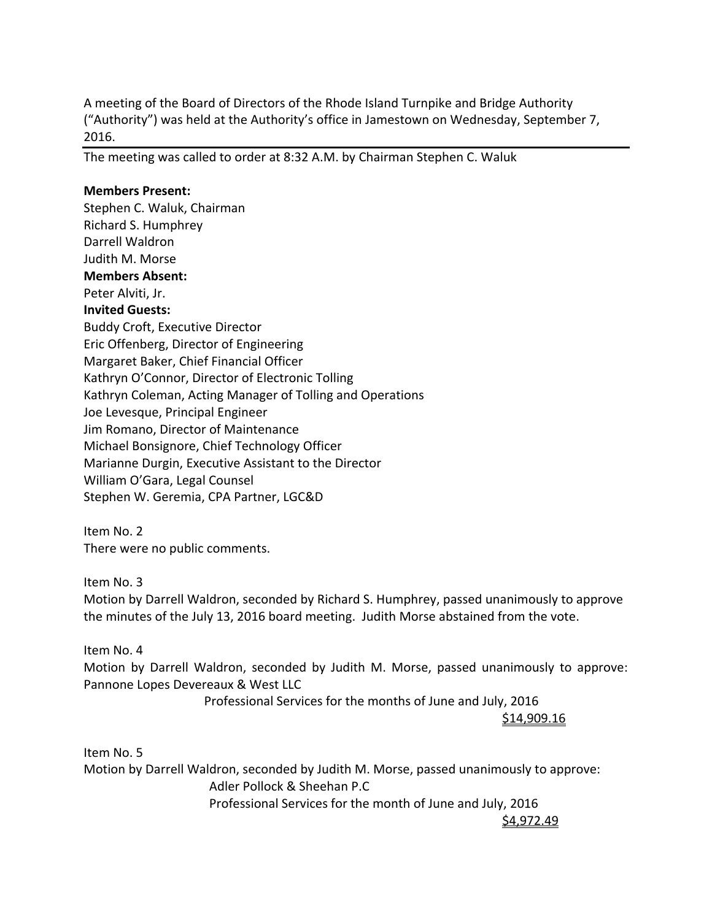A meeting of the Board of Directors of the Rhode Island Turnpike and Bridge Authority ("Authority") was held at the Authority's office in Jamestown on Wednesday, September 7, 2016.

---

The meeting was called to order at 8:32 A.M. by Chairman Stephen C. Waluk

**Members Present:**
Stephen C. Waluk, Chairman
Richard S. Humphrey
Darrell Waldron
Judith M. Morse
**Members Absent:**
Peter Alviti, Jr.
**Invited Guests:**
Buddy Croft, Executive Director
Eric Offenberg, Director of Engineering
Margaret Baker, Chief Financial Officer
Kathryn O'Connor, Director of Electronic Tolling
Kathryn Coleman, Acting Manager of Tolling and Operations
Joe Levesque, Principal Engineer
Jim Romano, Director of Maintenance
Michael Bonsignore, Chief Technology Officer
Marianne Durgin, Executive Assistant to the Director
William O'Gara, Legal Counsel
Stephen W. Geremia, CPA Partner, LGC&D

Item No. 2
There were no public comments.

Item No. 3
Motion by Darrell Waldron, seconded by Richard S. Humphrey, passed unanimously to approve the minutes of the July 13, 2016 board meeting. Judith Morse abstained from the vote.

Item No. 4
Motion by Darrell Waldron, seconded by Judith M. Morse, passed unanimously to approve: Pannone Lopes Devereaux & West LLC
Professional Services for the months of June and July, 2016
<u>$14,909.16</u>

Item No. 5
Motion by Darrell Waldron, seconded by Judith M. Morse, passed unanimously to approve:
Adler Pollock & Sheehan P.C
Professional Services for the month of June and July, 2016
<u>$4,972.49</u>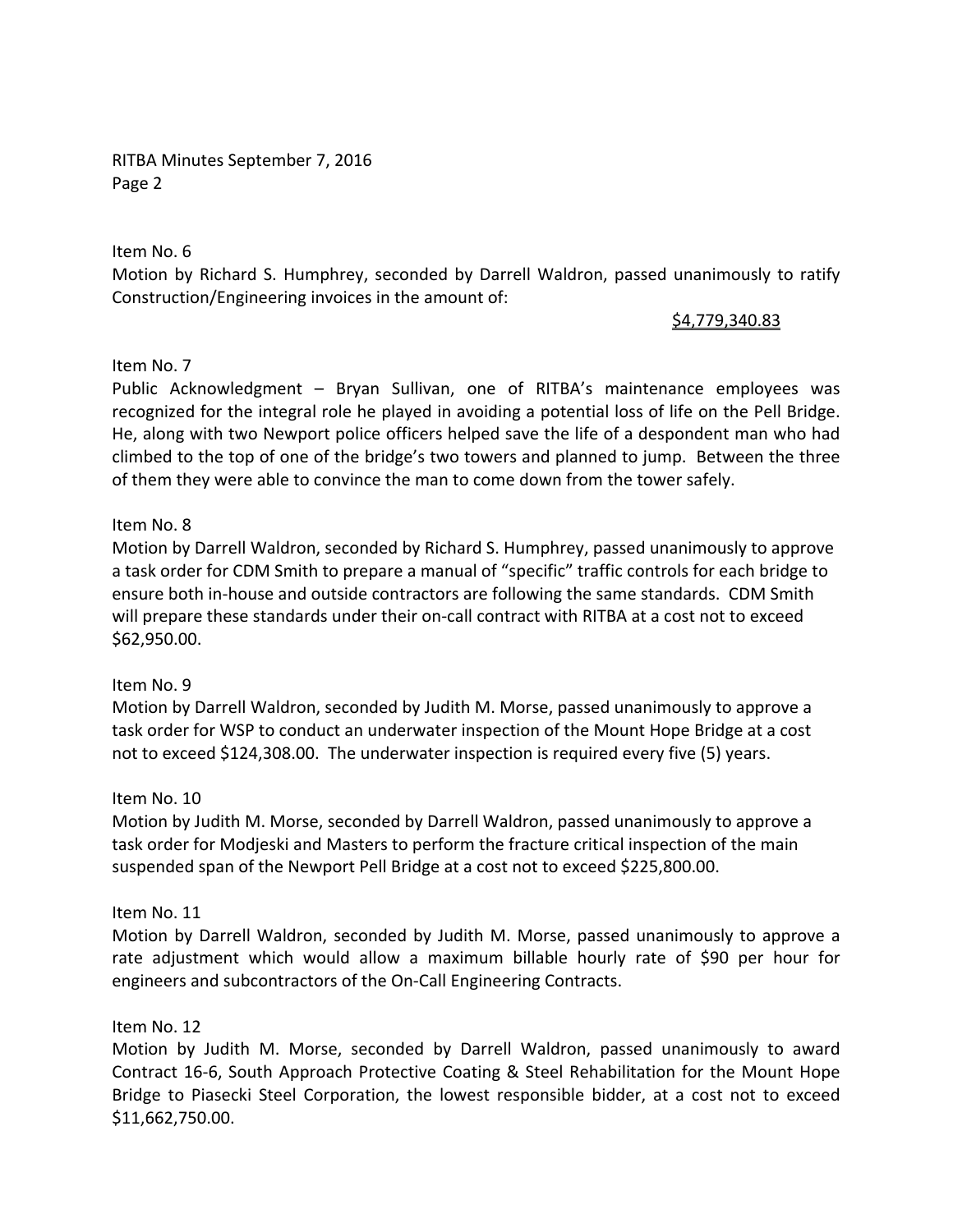Item No. 6

Motion by Richard S. Humphrey, seconded by Darrell Waldron, passed unanimously to ratify Construction/Engineering invoices in the amount of:

<u>$4,779,340.83</u>

Item No. 7

Public Acknowledgment – Bryan Sullivan, one of RITBA's maintenance employees was recognized for the integral role he played in avoiding a potential loss of life on the Pell Bridge. He, along with two Newport police officers helped save the life of a despondent man who had climbed to the top of one of the bridge's two towers and planned to jump. Between the three of them they were able to convince the man to come down from the tower safely.

Item No. 8

Motion by Darrell Waldron, seconded by Richard S. Humphrey, passed unanimously to approve a task order for CDM Smith to prepare a manual of "specific" traffic controls for each bridge to ensure both in-house and outside contractors are following the same standards. CDM Smith will prepare these standards under their on-call contract with RITBA at a cost not to exceed $62,950.00.

Item No. 9

Motion by Darrell Waldron, seconded by Judith M. Morse, passed unanimously to approve a task order for WSP to conduct an underwater inspection of the Mount Hope Bridge at a cost not to exceed $124,308.00. The underwater inspection is required every five (5) years.

Item No. 10

Motion by Judith M. Morse, seconded by Darrell Waldron, passed unanimously to approve a task order for Modjeski and Masters to perform the fracture critical inspection of the main suspended span of the Newport Pell Bridge at a cost not to exceed $225,800.00.

Item No. 11

Motion by Darrell Waldron, seconded by Judith M. Morse, passed unanimously to approve a rate adjustment which would allow a maximum billable hourly rate of $90 per hour for engineers and subcontractors of the On-Call Engineering Contracts.

Item No. 12

Motion by Judith M. Morse, seconded by Darrell Waldron, passed unanimously to award Contract 16-6, South Approach Protective Coating & Steel Rehabilitation for the Mount Hope Bridge to Piasecki Steel Corporation, the lowest responsible bidder, at a cost not to exceed $11,662,750.00.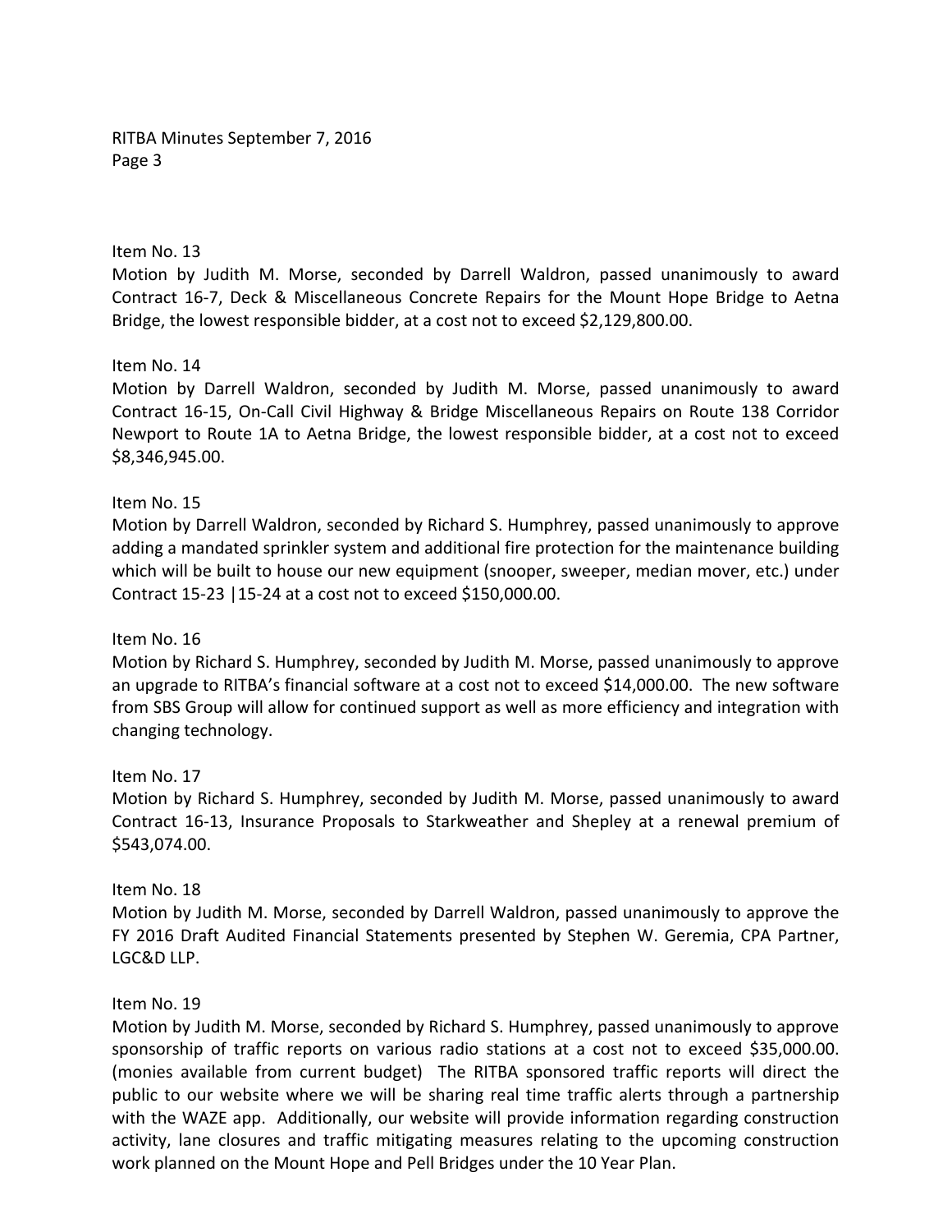Item No. 13

Motion by Judith M. Morse, seconded by Darrell Waldron, passed unanimously to award Contract 16-7, Deck & Miscellaneous Concrete Repairs for the Mount Hope Bridge to Aetna Bridge, the lowest responsible bidder, at a cost not to exceed $2,129,800.00.

Item No. 14

Motion by Darrell Waldron, seconded by Judith M. Morse, passed unanimously to award Contract 16-15, On-Call Civil Highway & Bridge Miscellaneous Repairs on Route 138 Corridor Newport to Route 1A to Aetna Bridge, the lowest responsible bidder, at a cost not to exceed $8,346,945.00.

Item No. 15

Motion by Darrell Waldron, seconded by Richard S. Humphrey, passed unanimously to approve adding a mandated sprinkler system and additional fire protection for the maintenance building which will be built to house our new equipment (snooper, sweeper, median mover, etc.) under Contract 15-23 |15-24 at a cost not to exceed $150,000.00.

Item No. 16

Motion by Richard S. Humphrey, seconded by Judith M. Morse, passed unanimously to approve an upgrade to RITBA's financial software at a cost not to exceed $14,000.00. The new software from SBS Group will allow for continued support as well as more efficiency and integration with changing technology.

Item No. 17

Motion by Richard S. Humphrey, seconded by Judith M. Morse, passed unanimously to award Contract 16-13, Insurance Proposals to Starkweather and Shepley at a renewal premium of $543,074.00.

Item No. 18

Motion by Judith M. Morse, seconded by Darrell Waldron, passed unanimously to approve the FY 2016 Draft Audited Financial Statements presented by Stephen W. Geremia, CPA Partner, LGC&D LLP.

Item No. 19

Motion by Judith M. Morse, seconded by Richard S. Humphrey, passed unanimously to approve sponsorship of traffic reports on various radio stations at a cost not to exceed $35,000.00. (monies available from current budget) The RITBA sponsored traffic reports will direct the public to our website where we will be sharing real time traffic alerts through a partnership with the WAZE app. Additionally, our website will provide information regarding construction activity, lane closures and traffic mitigating measures relating to the upcoming construction work planned on the Mount Hope and Pell Bridges under the 10 Year Plan.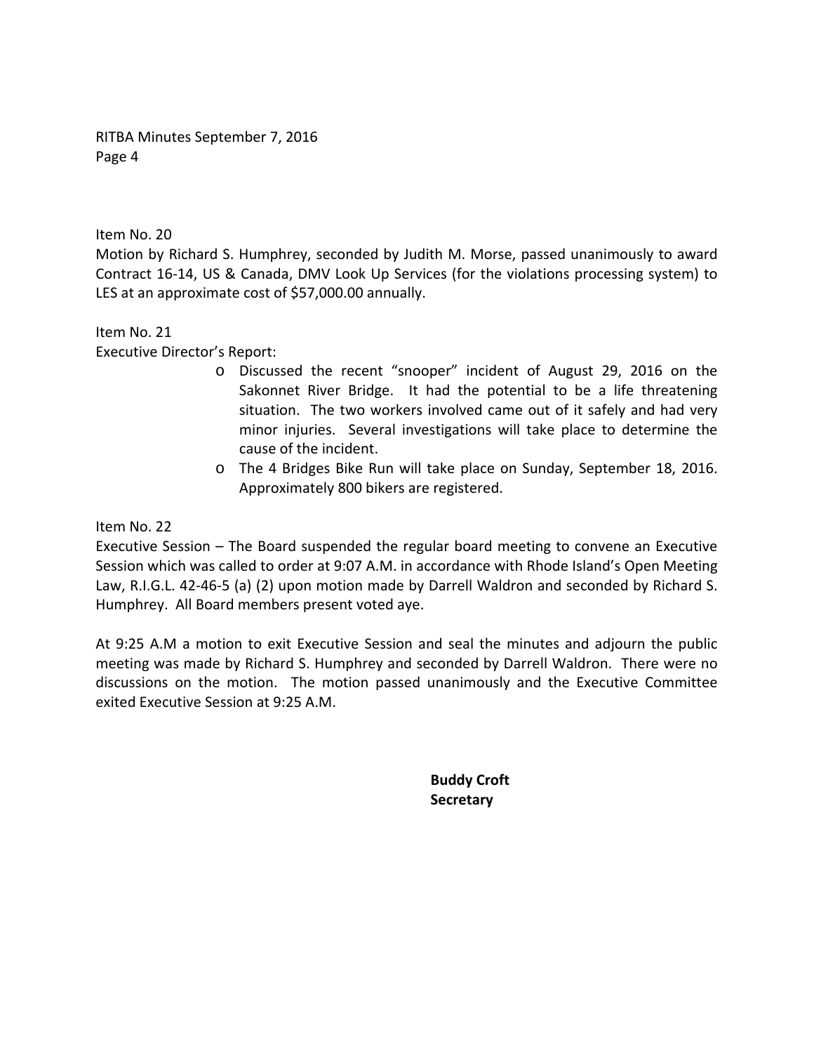Item No. 20

Motion by Richard S. Humphrey, seconded by Judith M. Morse, passed unanimously to award Contract 16-14, US & Canada, DMV Look Up Services (for the violations processing system) to LES at an approximate cost of $57,000.00 annually.

Item No. 21

Executive Director's Report:

- Discussed the recent "snooper" incident of August 29, 2016 on the Sakonnet River Bridge. It had the potential to be a life threatening situation. The two workers involved came out of it safely and had very minor injuries. Several investigations will take place to determine the cause of the incident.
- The 4 Bridges Bike Run will take place on Sunday, September 18, 2016. Approximately 800 bikers are registered.

Item No. 22

Executive Session – The Board suspended the regular board meeting to convene an Executive Session which was called to order at 9:07 A.M. in accordance with Rhode Island's Open Meeting Law, R.I.G.L. 42-46-5 (a) (2) upon motion made by Darrell Waldron and seconded by Richard S. Humphrey. All Board members present voted aye.

At 9:25 A.M a motion to exit Executive Session and seal the minutes and adjourn the public meeting was made by Richard S. Humphrey and seconded by Darrell Waldron. There were no discussions on the motion. The motion passed unanimously and the Executive Committee exited Executive Session at 9:25 A.M.

**Buddy Croft**
**Secretary**